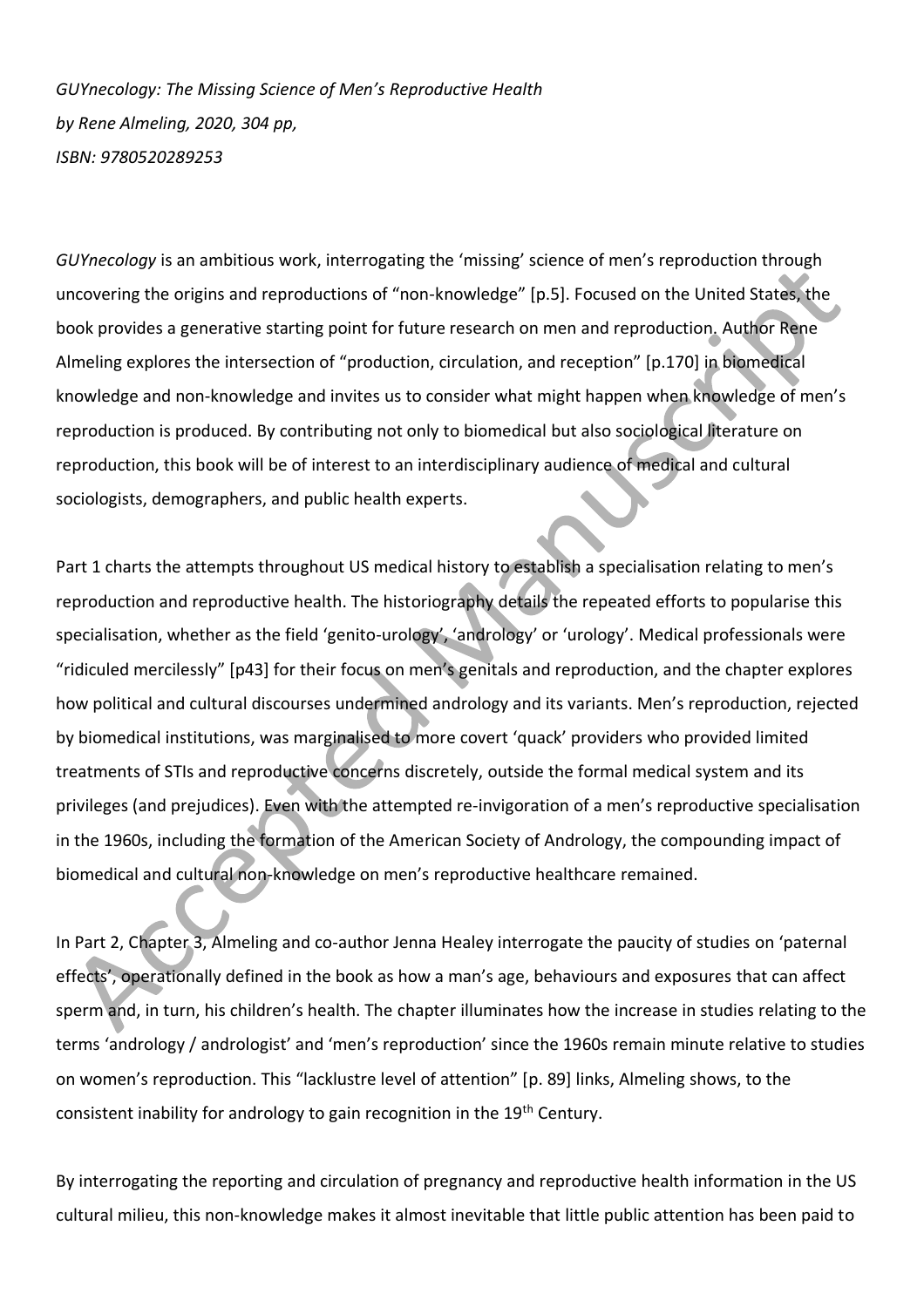*GUYnecology: The Missing Science of Men's Reproductive Health*
*by Rene Almeling, 2020, 304 pp,*
*ISBN: 9780520289253*

*GUYnecology* is an ambitious work, interrogating the 'missing' science of men's reproduction through uncovering the origins and reproductions of "non-knowledge" [p.5]. Focused on the United States, the book provides a generative starting point for future research on men and reproduction. Author Rene Almeling explores the intersection of "production, circulation, and reception" [p.170] in biomedical knowledge and non-knowledge and invites us to consider what might happen when knowledge of men's reproduction is produced. By contributing not only to biomedical but also sociological literature on reproduction, this book will be of interest to an interdisciplinary audience of medical and cultural sociologists, demographers, and public health experts.

Part 1 charts the attempts throughout US medical history to establish a specialisation relating to men's reproduction and reproductive health. The historiography details the repeated efforts to popularise this specialisation, whether as the field 'genito-urology', 'andrology' or 'urology'. Medical professionals were "ridiculed mercilessly" [p43] for their focus on men's genitals and reproduction, and the chapter explores how political and cultural discourses undermined andrology and its variants. Men's reproduction, rejected by biomedical institutions, was marginalised to more covert 'quack' providers who provided limited treatments of STIs and reproductive concerns discretely, outside the formal medical system and its privileges (and prejudices). Even with the attempted re-invigoration of a men's reproductive specialisation in the 1960s, including the formation of the American Society of Andrology, the compounding impact of biomedical and cultural non-knowledge on men's reproductive healthcare remained.

In Part 2, Chapter 3, Almeling and co-author Jenna Healey interrogate the paucity of studies on 'paternal effects', operationally defined in the book as how a man's age, behaviours and exposures that can affect sperm and, in turn, his children's health. The chapter illuminates how the increase in studies relating to the terms 'andrology / andrologist' and 'men's reproduction' since the 1960s remain minute relative to studies on women's reproduction. This "lacklustre level of attention" [p. 89] links, Almeling shows, to the consistent inability for andrology to gain recognition in the 19th Century.

By interrogating the reporting and circulation of pregnancy and reproductive health information in the US cultural milieu, this non-knowledge makes it almost inevitable that little public attention has been paid to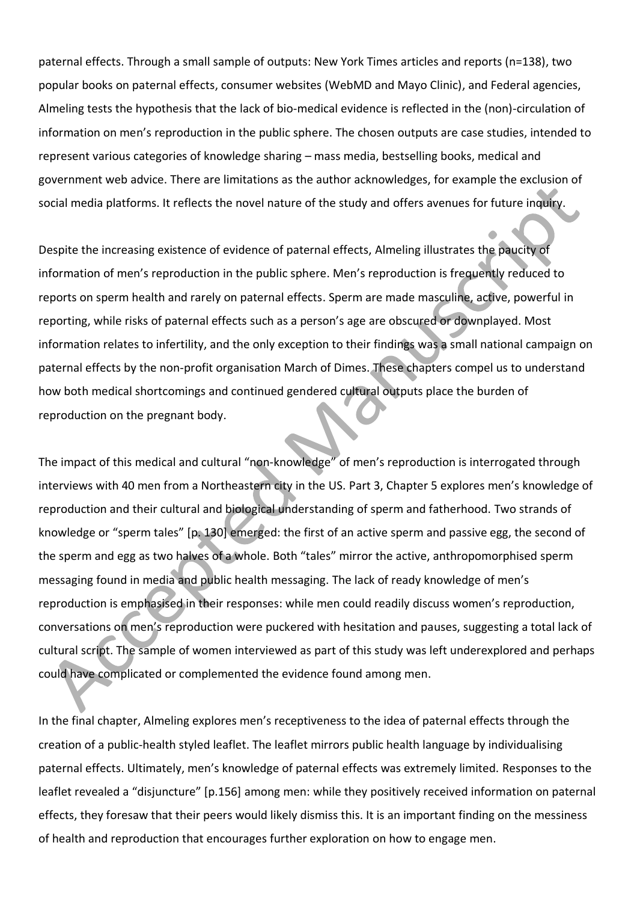paternal effects. Through a small sample of outputs: New York Times articles and reports (n=138), two popular books on paternal effects, consumer websites (WebMD and Mayo Clinic), and Federal agencies, Almeling tests the hypothesis that the lack of bio-medical evidence is reflected in the (non)-circulation of information on men's reproduction in the public sphere. The chosen outputs are case studies, intended to represent various categories of knowledge sharing – mass media, bestselling books, medical and government web advice. There are limitations as the author acknowledges, for example the exclusion of social media platforms. It reflects the novel nature of the study and offers avenues for future inquiry.

Despite the increasing existence of evidence of paternal effects, Almeling illustrates the paucity of information of men's reproduction in the public sphere. Men's reproduction is frequently reduced to reports on sperm health and rarely on paternal effects. Sperm are made masculine, active, powerful in reporting, while risks of paternal effects such as a person's age are obscured or downplayed. Most information relates to infertility, and the only exception to their findings was a small national campaign on paternal effects by the non-profit organisation March of Dimes. These chapters compel us to understand how both medical shortcomings and continued gendered cultural outputs place the burden of reproduction on the pregnant body.

The impact of this medical and cultural "non-knowledge" of men's reproduction is interrogated through interviews with 40 men from a Northeastern city in the US. Part 3, Chapter 5 explores men's knowledge of reproduction and their cultural and biological understanding of sperm and fatherhood. Two strands of knowledge or "sperm tales" [p. 130] emerged: the first of an active sperm and passive egg, the second of the sperm and egg as two halves of a whole. Both "tales" mirror the active, anthropomorphised sperm messaging found in media and public health messaging. The lack of ready knowledge of men's reproduction is emphasised in their responses: while men could readily discuss women's reproduction, conversations on men's reproduction were puckered with hesitation and pauses, suggesting a total lack of cultural script. The sample of women interviewed as part of this study was left underexplored and perhaps could have complicated or complemented the evidence found among men.

In the final chapter, Almeling explores men's receptiveness to the idea of paternal effects through the creation of a public-health styled leaflet. The leaflet mirrors public health language by individualising paternal effects. Ultimately, men's knowledge of paternal effects was extremely limited. Responses to the leaflet revealed a "disjuncture" [p.156] among men: while they positively received information on paternal effects, they foresaw that their peers would likely dismiss this. It is an important finding on the messiness of health and reproduction that encourages further exploration on how to engage men.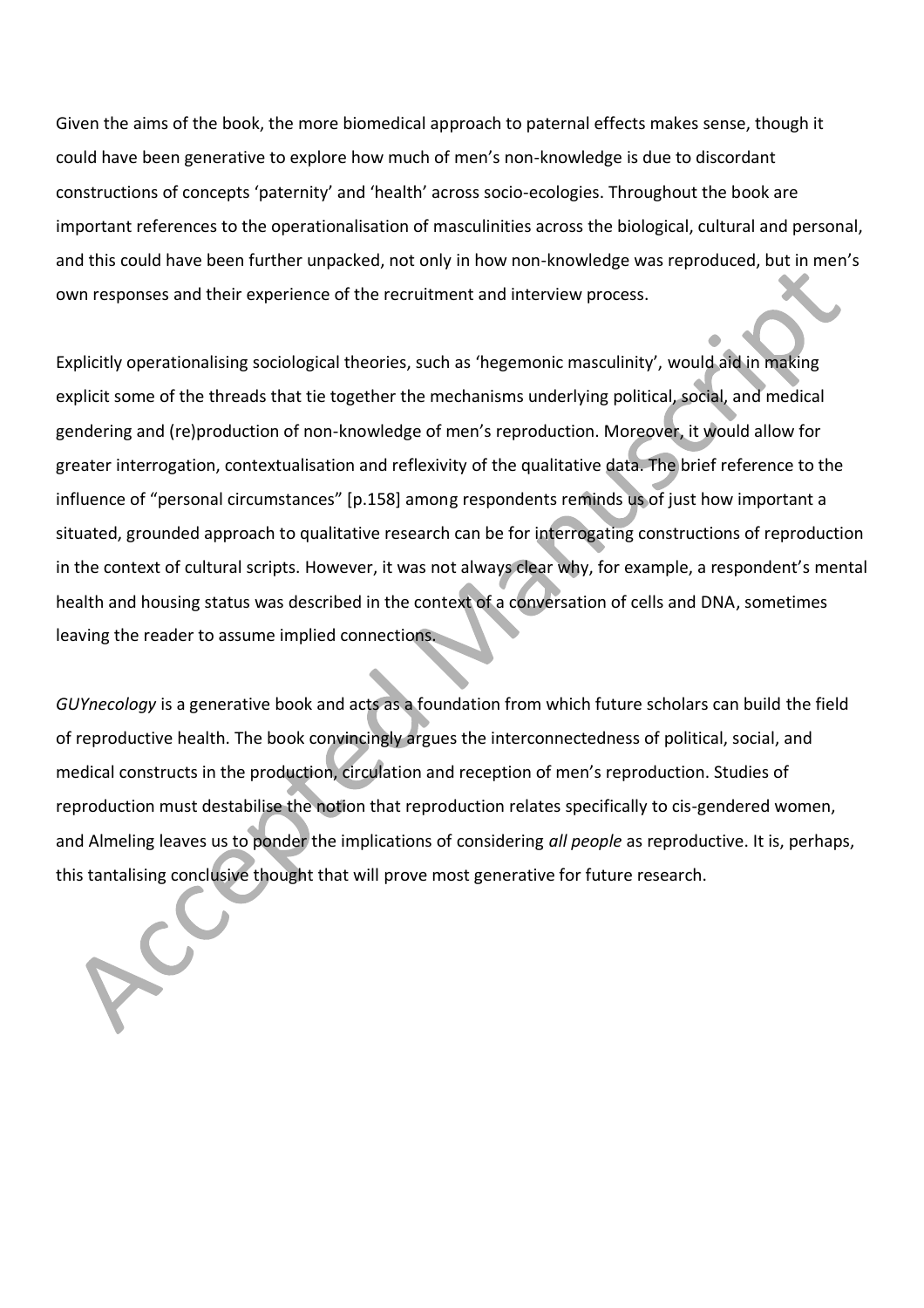Given the aims of the book, the more biomedical approach to paternal effects makes sense, though it could have been generative to explore how much of men's non-knowledge is due to discordant constructions of concepts 'paternity' and 'health' across socio-ecologies. Throughout the book are important references to the operationalisation of masculinities across the biological, cultural and personal, and this could have been further unpacked, not only in how non-knowledge was reproduced, but in men's own responses and their experience of the recruitment and interview process.

Explicitly operationalising sociological theories, such as 'hegemonic masculinity', would aid in making explicit some of the threads that tie together the mechanisms underlying political, social, and medical gendering and (re)production of non-knowledge of men's reproduction. Moreover, it would allow for greater interrogation, contextualisation and reflexivity of the qualitative data. The brief reference to the influence of "personal circumstances" [p.158] among respondents reminds us of just how important a situated, grounded approach to qualitative research can be for interrogating constructions of reproduction in the context of cultural scripts. However, it was not always clear why, for example, a respondent's mental health and housing status was described in the context of a conversation of cells and DNA, sometimes leaving the reader to assume implied connections.

*GUYnecology* is a generative book and acts as a foundation from which future scholars can build the field of reproductive health. The book convincingly argues the interconnectedness of political, social, and medical constructs in the production, circulation and reception of men's reproduction. Studies of reproduction must destabilise the notion that reproduction relates specifically to cis-gendered women, and Almeling leaves us to ponder the implications of considering *all people* as reproductive. It is, perhaps, this tantalising conclusive thought that will prove most generative for future research.